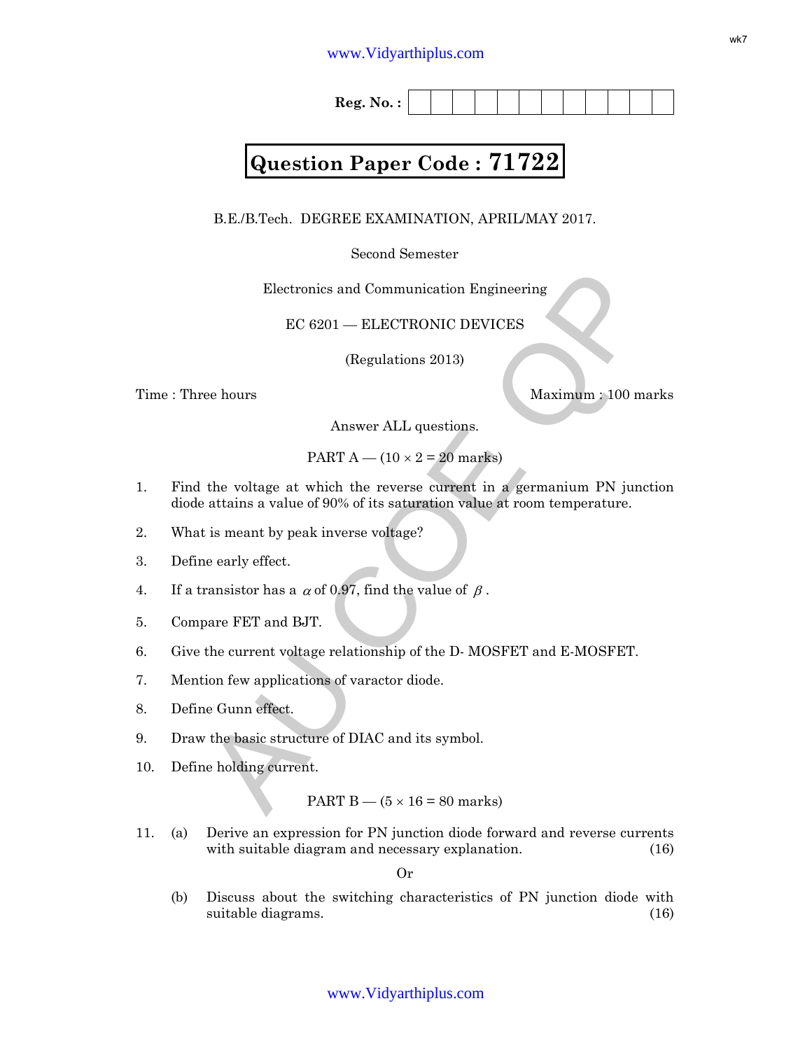Reg. No. :

# Question Paper Code : 71722

B.E./B.Tech. DEGREE EXAMINATION, APRIL/MAY 2017.

Second Semester

Electronics and Communication Engineering

EC 6201 — ELECTRONIC DEVICES

(Regulations 2013)

Time : Three hours Maximum : 100 marks

Answer ALL questions.

PART A — ($10 \times 2 = 20$ marks)

1. Find the voltage at which the reverse current in a germanium PN junction diode attains a value of 90% of its saturation value at room temperature.

2. What is meant by peak inverse voltage?

3. Define early effect.

4. If a transistor has a $\alpha$ of 0.97, find the value of $\beta$.

5. Compare FET and BJT.

6. Give the current voltage relationship of the D- MOSFET and E-MOSFET.

7. Mention few applications of varactor diode.

8. Define Gunn effect.

9. Draw the basic structure of DIAC and its symbol.

10. Define holding current.

PART B — ($5 \times 16 = 80$ marks)

11. (a) Derive an expression for PN junction diode forward and reverse currents with suitable diagram and necessary explanation. (16)

Or

(b) Discuss about the switching characteristics of PN junction diode with suitable diagrams. (16)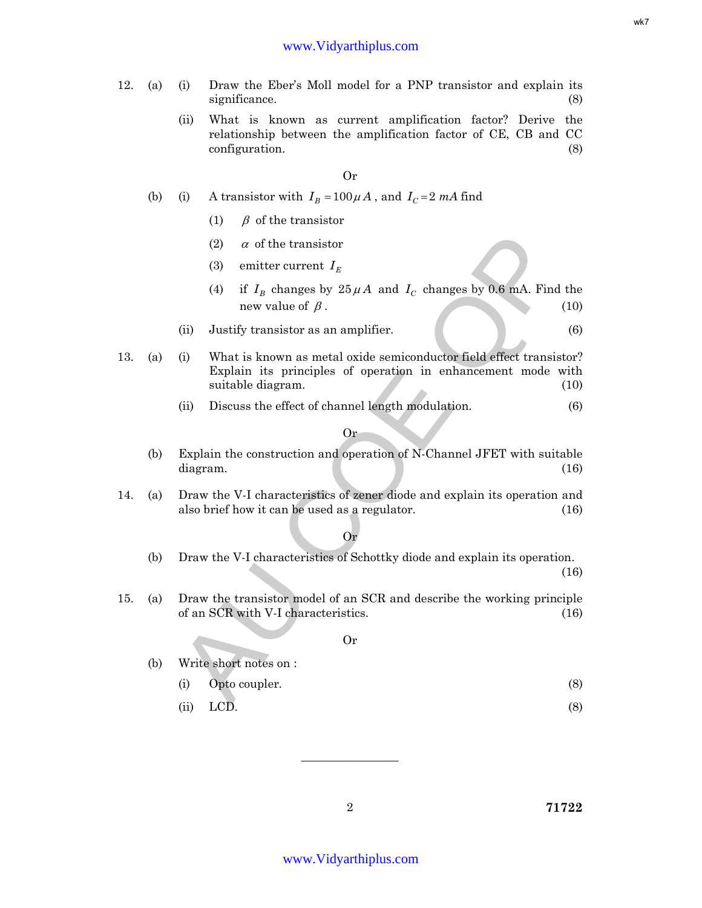12. (a) (i) Draw the Eber's Moll model for a PNP transistor and explain its significance. (8)

(ii) What is known as current amplification factor? Derive the relationship between the amplification factor of CE, CB and CC configuration. (8)

Or

(b) (i) A transistor with $I_B = 100\mu A$, and $I_C = 2\ mA$ find

(1) $\beta$ of the transistor

(2) $\alpha$ of the transistor

(3) emitter current $I_E$

(4) if $I_B$ changes by $25\mu A$ and $I_C$ changes by 0.6 mA. Find the new value of $\beta$. (10)

(ii) Justify transistor as an amplifier. (6)

13. (a) (i) What is known as metal oxide semiconductor field effect transistor? Explain its principles of operation in enhancement mode with suitable diagram. (10)

(ii) Discuss the effect of channel length modulation. (6)

Or

(b) Explain the construction and operation of N-Channel JFET with suitable diagram. (16)

14. (a) Draw the V-I characteristics of zener diode and explain its operation and also brief how it can be used as a regulator. (16)

Or

(b) Draw the V-I characteristics of Schottky diode and explain its operation. (16)

15. (a) Draw the transistor model of an SCR and describe the working principle of an SCR with V-I characteristics. (16)

Or

(b) Write short notes on :

(i) Opto coupler. (8)

(ii) LCD. (8)

————————

71722